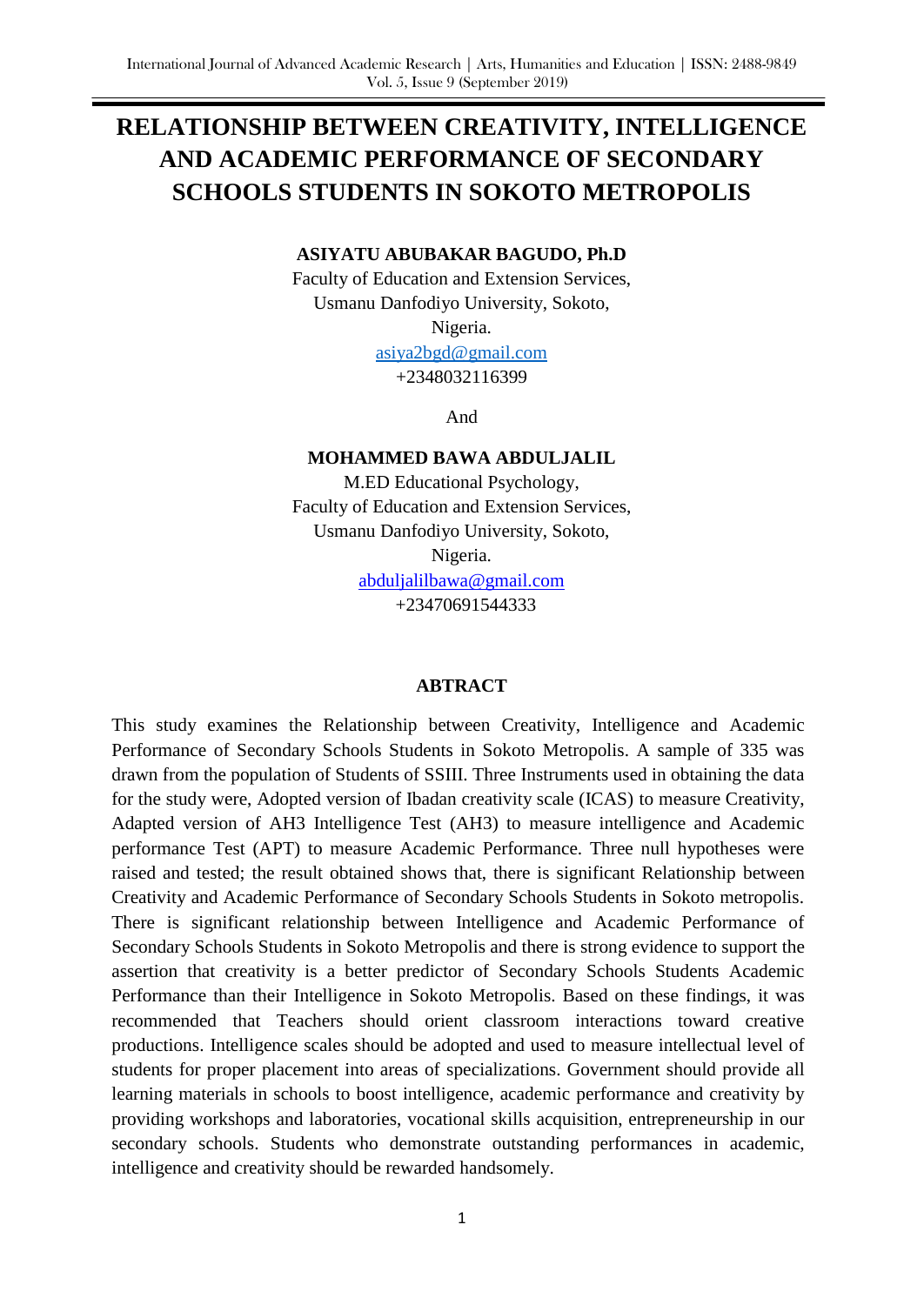# RELATIONSHIP BETWEEN CREATIVITY, INTELLIGENCE AND ACADEMIC PERFORMANCE OF SECONDARY SCHOOLS STUDENTS IN SOKOTO METROPOLIS

**ASIYATU ABUBAKAR BAGUDO, Ph.D**
Faculty of Education and Extension Services,
Usmanu Danfodiyo University, Sokoto,
Nigeria.
asiya2bgd@gmail.com
+2348032116399

And

**MOHAMMED BAWA ABDULJALIL**
M.ED Educational Psychology,
Faculty of Education and Extension Services,
Usmanu Danfodiyo University, Sokoto,
Nigeria.
abduljalilbawa@gmail.com
+23470691544333

## ABTRACT

This study examines the Relationship between Creativity, Intelligence and Academic Performance of Secondary Schools Students in Sokoto Metropolis. A sample of 335 was drawn from the population of Students of SSIII. Three Instruments used in obtaining the data for the study were, Adopted version of Ibadan creativity scale (ICAS) to measure Creativity, Adapted version of AH3 Intelligence Test (AH3) to measure intelligence and Academic performance Test (APT) to measure Academic Performance. Three null hypotheses were raised and tested; the result obtained shows that, there is significant Relationship between Creativity and Academic Performance of Secondary Schools Students in Sokoto metropolis. There is significant relationship between Intelligence and Academic Performance of Secondary Schools Students in Sokoto Metropolis and there is strong evidence to support the assertion that creativity is a better predictor of Secondary Schools Students Academic Performance than their Intelligence in Sokoto Metropolis. Based on these findings, it was recommended that Teachers should orient classroom interactions toward creative productions. Intelligence scales should be adopted and used to measure intellectual level of students for proper placement into areas of specializations. Government should provide all learning materials in schools to boost intelligence, academic performance and creativity by providing workshops and laboratories, vocational skills acquisition, entrepreneurship in our secondary schools. Students who demonstrate outstanding performances in academic, intelligence and creativity should be rewarded handsomely.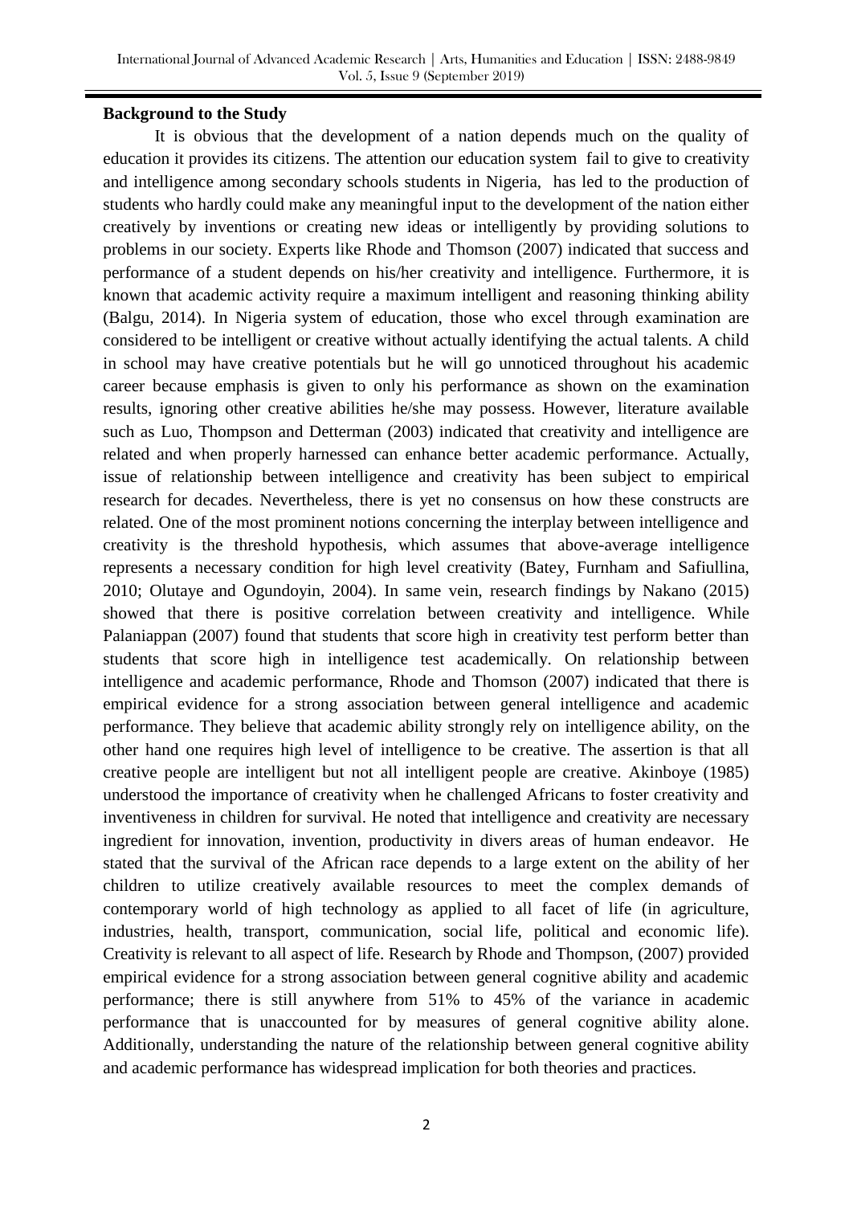**Background to the Study**

It is obvious that the development of a nation depends much on the quality of education it provides its citizens. The attention our education system fail to give to creativity and intelligence among secondary schools students in Nigeria, has led to the production of students who hardly could make any meaningful input to the development of the nation either creatively by inventions or creating new ideas or intelligently by providing solutions to problems in our society. Experts like Rhode and Thomson (2007) indicated that success and performance of a student depends on his/her creativity and intelligence. Furthermore, it is known that academic activity require a maximum intelligent and reasoning thinking ability (Balgu, 2014). In Nigeria system of education, those who excel through examination are considered to be intelligent or creative without actually identifying the actual talents. A child in school may have creative potentials but he will go unnoticed throughout his academic career because emphasis is given to only his performance as shown on the examination results, ignoring other creative abilities he/she may possess. However, literature available such as Luo, Thompson and Detterman (2003) indicated that creativity and intelligence are related and when properly harnessed can enhance better academic performance. Actually, issue of relationship between intelligence and creativity has been subject to empirical research for decades. Nevertheless, there is yet no consensus on how these constructs are related. One of the most prominent notions concerning the interplay between intelligence and creativity is the threshold hypothesis, which assumes that above-average intelligence represents a necessary condition for high level creativity (Batey, Furnham and Safiullina, 2010; Olutaye and Ogundoyin, 2004). In same vein, research findings by Nakano (2015) showed that there is positive correlation between creativity and intelligence. While Palaniappan (2007) found that students that score high in creativity test perform better than students that score high in intelligence test academically. On relationship between intelligence and academic performance, Rhode and Thomson (2007) indicated that there is empirical evidence for a strong association between general intelligence and academic performance. They believe that academic ability strongly rely on intelligence ability, on the other hand one requires high level of intelligence to be creative. The assertion is that all creative people are intelligent but not all intelligent people are creative. Akinboye (1985) understood the importance of creativity when he challenged Africans to foster creativity and inventiveness in children for survival. He noted that intelligence and creativity are necessary ingredient for innovation, invention, productivity in divers areas of human endeavor. He stated that the survival of the African race depends to a large extent on the ability of her children to utilize creatively available resources to meet the complex demands of contemporary world of high technology as applied to all facet of life (in agriculture, industries, health, transport, communication, social life, political and economic life). Creativity is relevant to all aspect of life. Research by Rhode and Thompson, (2007) provided empirical evidence for a strong association between general cognitive ability and academic performance; there is still anywhere from 51% to 45% of the variance in academic performance that is unaccounted for by measures of general cognitive ability alone. Additionally, understanding the nature of the relationship between general cognitive ability and academic performance has widespread implication for both theories and practices.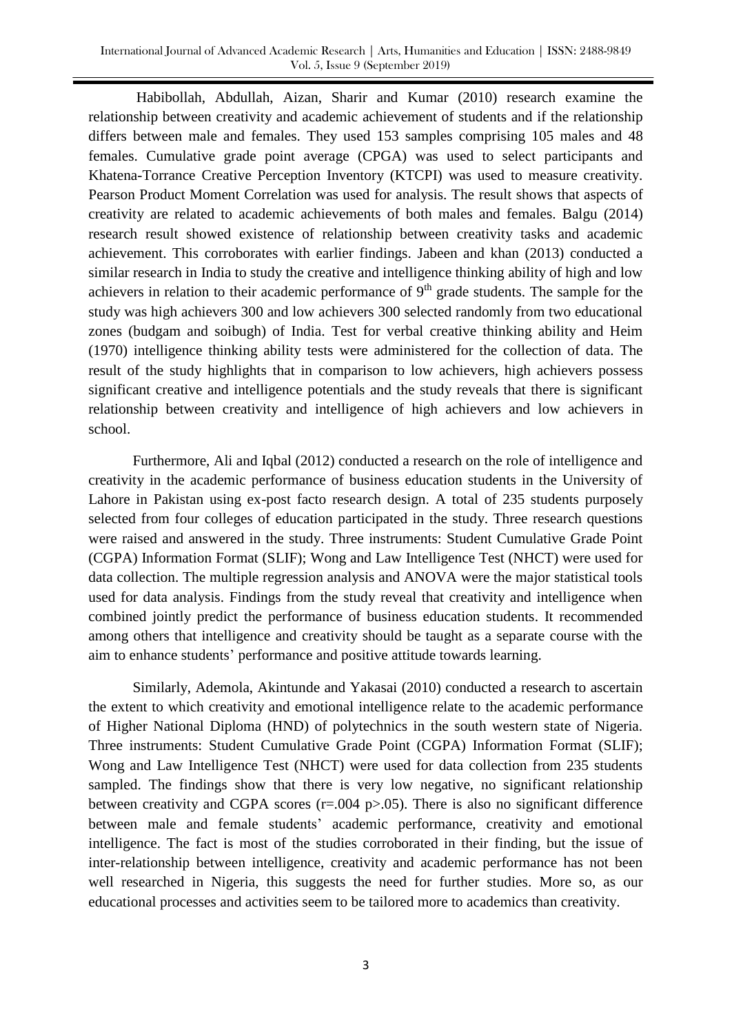Habibollah, Abdullah, Aizan, Sharir and Kumar (2010) research examine the relationship between creativity and academic achievement of students and if the relationship differs between male and females. They used 153 samples comprising 105 males and 48 females. Cumulative grade point average (CPGA) was used to select participants and Khatena-Torrance Creative Perception Inventory (KTCPI) was used to measure creativity. Pearson Product Moment Correlation was used for analysis. The result shows that aspects of creativity are related to academic achievements of both males and females. Balgu (2014) research result showed existence of relationship between creativity tasks and academic achievement. This corroborates with earlier findings. Jabeen and khan (2013) conducted a similar research in India to study the creative and intelligence thinking ability of high and low achievers in relation to their academic performance of 9th grade students. The sample for the study was high achievers 300 and low achievers 300 selected randomly from two educational zones (budgam and soibugh) of India. Test for verbal creative thinking ability and Heim (1970) intelligence thinking ability tests were administered for the collection of data. The result of the study highlights that in comparison to low achievers, high achievers possess significant creative and intelligence potentials and the study reveals that there is significant relationship between creativity and intelligence of high achievers and low achievers in school.

Furthermore, Ali and Iqbal (2012) conducted a research on the role of intelligence and creativity in the academic performance of business education students in the University of Lahore in Pakistan using ex-post facto research design. A total of 235 students purposely selected from four colleges of education participated in the study. Three research questions were raised and answered in the study. Three instruments: Student Cumulative Grade Point (CGPA) Information Format (SLIF); Wong and Law Intelligence Test (NHCT) were used for data collection. The multiple regression analysis and ANOVA were the major statistical tools used for data analysis. Findings from the study reveal that creativity and intelligence when combined jointly predict the performance of business education students. It recommended among others that intelligence and creativity should be taught as a separate course with the aim to enhance students' performance and positive attitude towards learning.

Similarly, Ademola, Akintunde and Yakasai (2010) conducted a research to ascertain the extent to which creativity and emotional intelligence relate to the academic performance of Higher National Diploma (HND) of polytechnics in the south western state of Nigeria. Three instruments: Student Cumulative Grade Point (CGPA) Information Format (SLIF); Wong and Law Intelligence Test (NHCT) were used for data collection from 235 students sampled. The findings show that there is very low negative, no significant relationship between creativity and CGPA scores ($r=.004$ $p>.05$). There is also no significant difference between male and female students' academic performance, creativity and emotional intelligence. The fact is most of the studies corroborated in their finding, but the issue of inter-relationship between intelligence, creativity and academic performance has not been well researched in Nigeria, this suggests the need for further studies. More so, as our educational processes and activities seem to be tailored more to academics than creativity.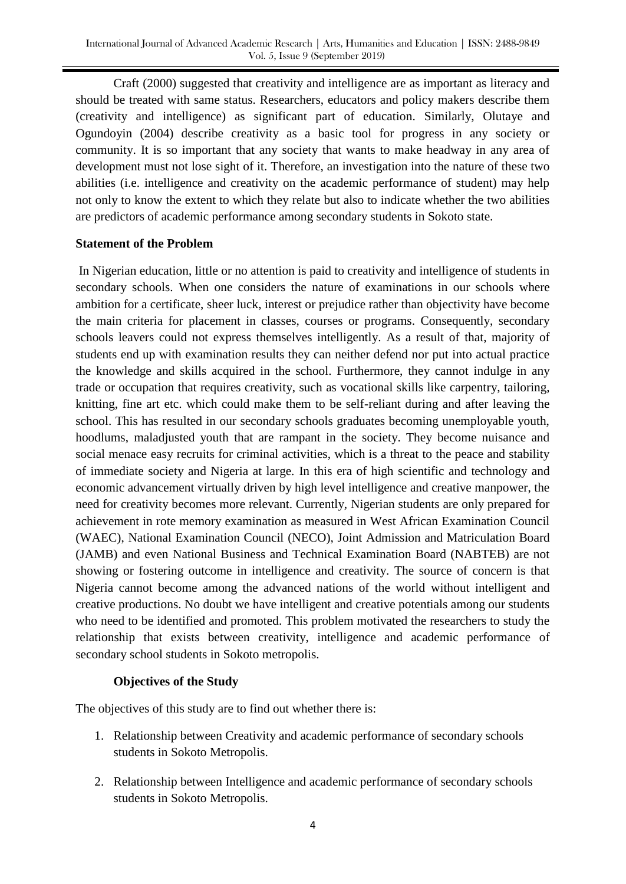Craft (2000) suggested that creativity and intelligence are as important as literacy and should be treated with same status. Researchers, educators and policy makers describe them (creativity and intelligence) as significant part of education. Similarly, Olutaye and Ogundoyin (2004) describe creativity as a basic tool for progress in any society or community. It is so important that any society that wants to make headway in any area of development must not lose sight of it. Therefore, an investigation into the nature of these two abilities (i.e. intelligence and creativity on the academic performance of student) may help not only to know the extent to which they relate but also to indicate whether the two abilities are predictors of academic performance among secondary students in Sokoto state.

**Statement of the Problem**

In Nigerian education, little or no attention is paid to creativity and intelligence of students in secondary schools. When one considers the nature of examinations in our schools where ambition for a certificate, sheer luck, interest or prejudice rather than objectivity have become the main criteria for placement in classes, courses or programs. Consequently, secondary schools leavers could not express themselves intelligently. As a result of that, majority of students end up with examination results they can neither defend nor put into actual practice the knowledge and skills acquired in the school. Furthermore, they cannot indulge in any trade or occupation that requires creativity, such as vocational skills like carpentry, tailoring, knitting, fine art etc. which could make them to be self-reliant during and after leaving the school. This has resulted in our secondary schools graduates becoming unemployable youth, hoodlums, maladjusted youth that are rampant in the society. They become nuisance and social menace easy recruits for criminal activities, which is a threat to the peace and stability of immediate society and Nigeria at large. In this era of high scientific and technology and economic advancement virtually driven by high level intelligence and creative manpower, the need for creativity becomes more relevant. Currently, Nigerian students are only prepared for achievement in rote memory examination as measured in West African Examination Council (WAEC), National Examination Council (NECO), Joint Admission and Matriculation Board (JAMB) and even National Business and Technical Examination Board (NABTEB) are not showing or fostering outcome in intelligence and creativity. The source of concern is that Nigeria cannot become among the advanced nations of the world without intelligent and creative productions. No doubt we have intelligent and creative potentials among our students who need to be identified and promoted. This problem motivated the researchers to study the relationship that exists between creativity, intelligence and academic performance of secondary school students in Sokoto metropolis.

**Objectives of the Study**

The objectives of this study are to find out whether there is:

1. Relationship between Creativity and academic performance of secondary schools students in Sokoto Metropolis.
2. Relationship between Intelligence and academic performance of secondary schools students in Sokoto Metropolis.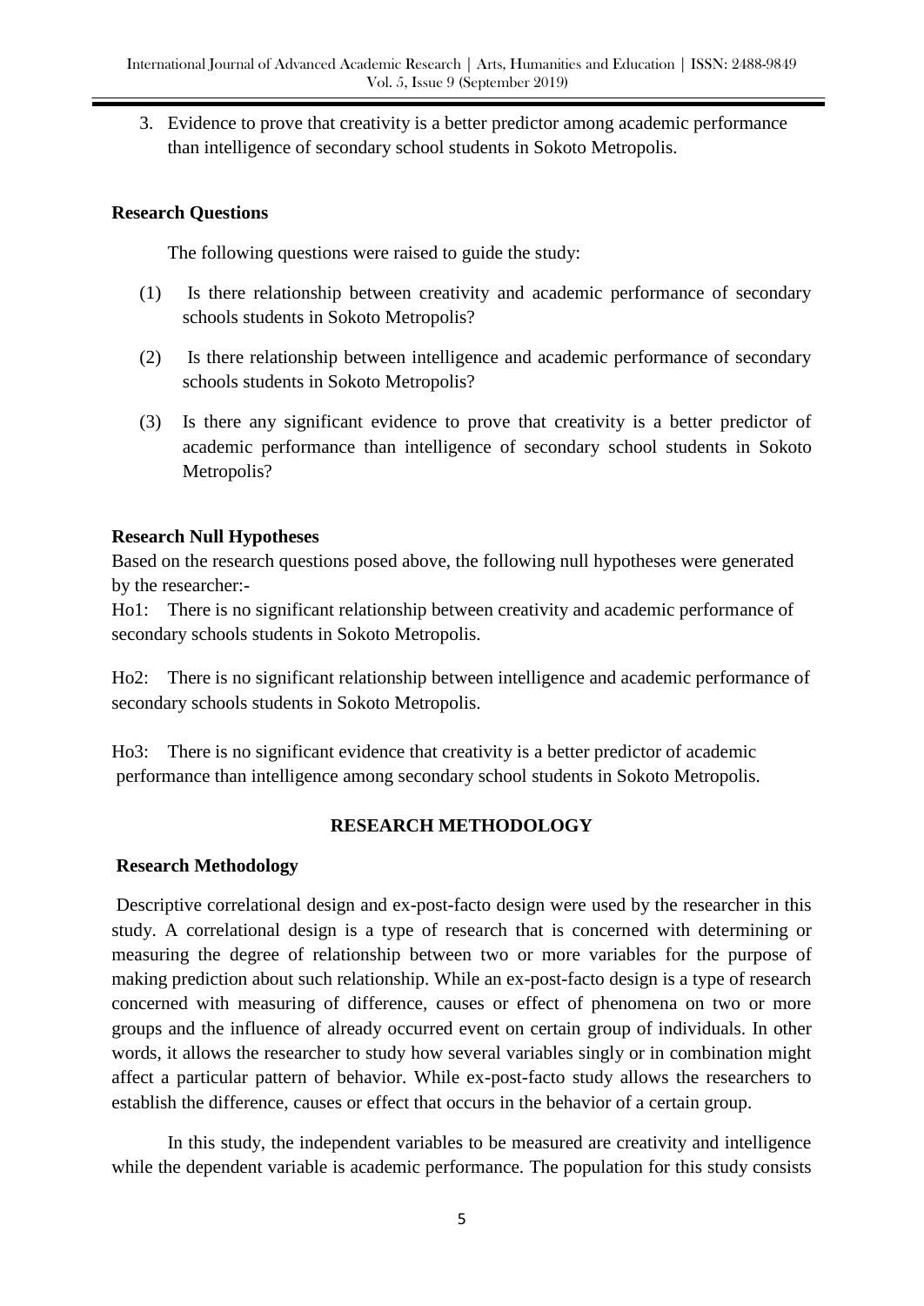3. Evidence to prove that creativity is a better predictor among academic performance than intelligence of secondary school students in Sokoto Metropolis.

**Research Questions**

The following questions were raised to guide the study:

(1) Is there relationship between creativity and academic performance of secondary schools students in Sokoto Metropolis?

(2) Is there relationship between intelligence and academic performance of secondary schools students in Sokoto Metropolis?

(3) Is there any significant evidence to prove that creativity is a better predictor of academic performance than intelligence of secondary school students in Sokoto Metropolis?

**Research Null Hypotheses**

Based on the research questions posed above, the following null hypotheses were generated by the researcher:-

Ho1: There is no significant relationship between creativity and academic performance of secondary schools students in Sokoto Metropolis.

Ho2: There is no significant relationship between intelligence and academic performance of secondary schools students in Sokoto Metropolis.

Ho3: There is no significant evidence that creativity is a better predictor of academic performance than intelligence among secondary school students in Sokoto Metropolis.

## RESEARCH METHODOLOGY

**Research Methodology**

Descriptive correlational design and ex-post-facto design were used by the researcher in this study. A correlational design is a type of research that is concerned with determining or measuring the degree of relationship between two or more variables for the purpose of making prediction about such relationship. While an ex-post-facto design is a type of research concerned with measuring of difference, causes or effect of phenomena on two or more groups and the influence of already occurred event on certain group of individuals. In other words, it allows the researcher to study how several variables singly or in combination might affect a particular pattern of behavior. While ex-post-facto study allows the researchers to establish the difference, causes or effect that occurs in the behavior of a certain group.

In this study, the independent variables to be measured are creativity and intelligence while the dependent variable is academic performance. The population for this study consists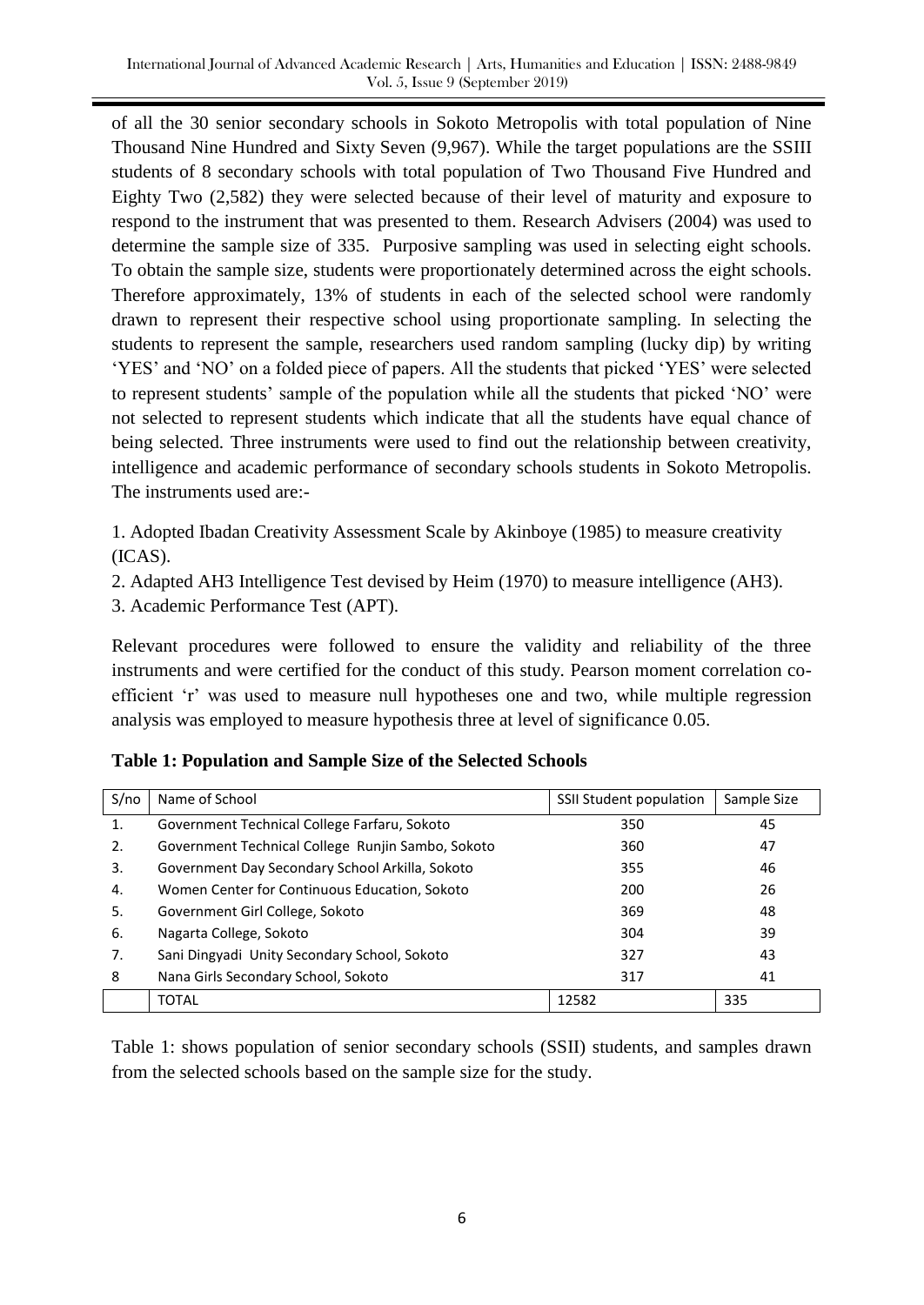of all the 30 senior secondary schools in Sokoto Metropolis with total population of Nine Thousand Nine Hundred and Sixty Seven (9,967). While the target populations are the SSIII students of 8 secondary schools with total population of Two Thousand Five Hundred and Eighty Two (2,582) they were selected because of their level of maturity and exposure to respond to the instrument that was presented to them. Research Advisers (2004) was used to determine the sample size of 335. Purposive sampling was used in selecting eight schools. To obtain the sample size, students were proportionately determined across the eight schools. Therefore approximately, 13% of students in each of the selected school were randomly drawn to represent their respective school using proportionate sampling. In selecting the students to represent the sample, researchers used random sampling (lucky dip) by writing 'YES' and 'NO' on a folded piece of papers. All the students that picked 'YES' were selected to represent students' sample of the population while all the students that picked 'NO' were not selected to represent students which indicate that all the students have equal chance of being selected. Three instruments were used to find out the relationship between creativity, intelligence and academic performance of secondary schools students in Sokoto Metropolis. The instruments used are:-

1. Adopted Ibadan Creativity Assessment Scale by Akinboye (1985) to measure creativity (ICAS).
2. Adapted AH3 Intelligence Test devised by Heim (1970) to measure intelligence (AH3).
3. Academic Performance Test (APT).

Relevant procedures were followed to ensure the validity and reliability of the three instruments and were certified for the conduct of this study. Pearson moment correlation co-efficient 'r' was used to measure null hypotheses one and two, while multiple regression analysis was employed to measure hypothesis three at level of significance 0.05.

**Table 1: Population and Sample Size of the Selected Schools**

| S/no | Name of School | SSII Student population | Sample Size |
|---|---|---|---|
| 1. | Government Technical College Farfaru, Sokoto | 350 | 45 |
| 2. | Government Technical College Runjin Sambo, Sokoto | 360 | 47 |
| 3. | Government Day Secondary School Arkilla, Sokoto | 355 | 46 |
| 4. | Women Center for Continuous Education, Sokoto | 200 | 26 |
| 5. | Government Girl College, Sokoto | 369 | 48 |
| 6. | Nagarta College, Sokoto | 304 | 39 |
| 7. | Sani Dingyadi Unity Secondary School, Sokoto | 327 | 43 |
| 8 | Nana Girls Secondary School, Sokoto | 317 | 41 |
| | TOTAL | 12582 | 335 |

Table 1: shows population of senior secondary schools (SSII) students, and samples drawn from the selected schools based on the sample size for the study.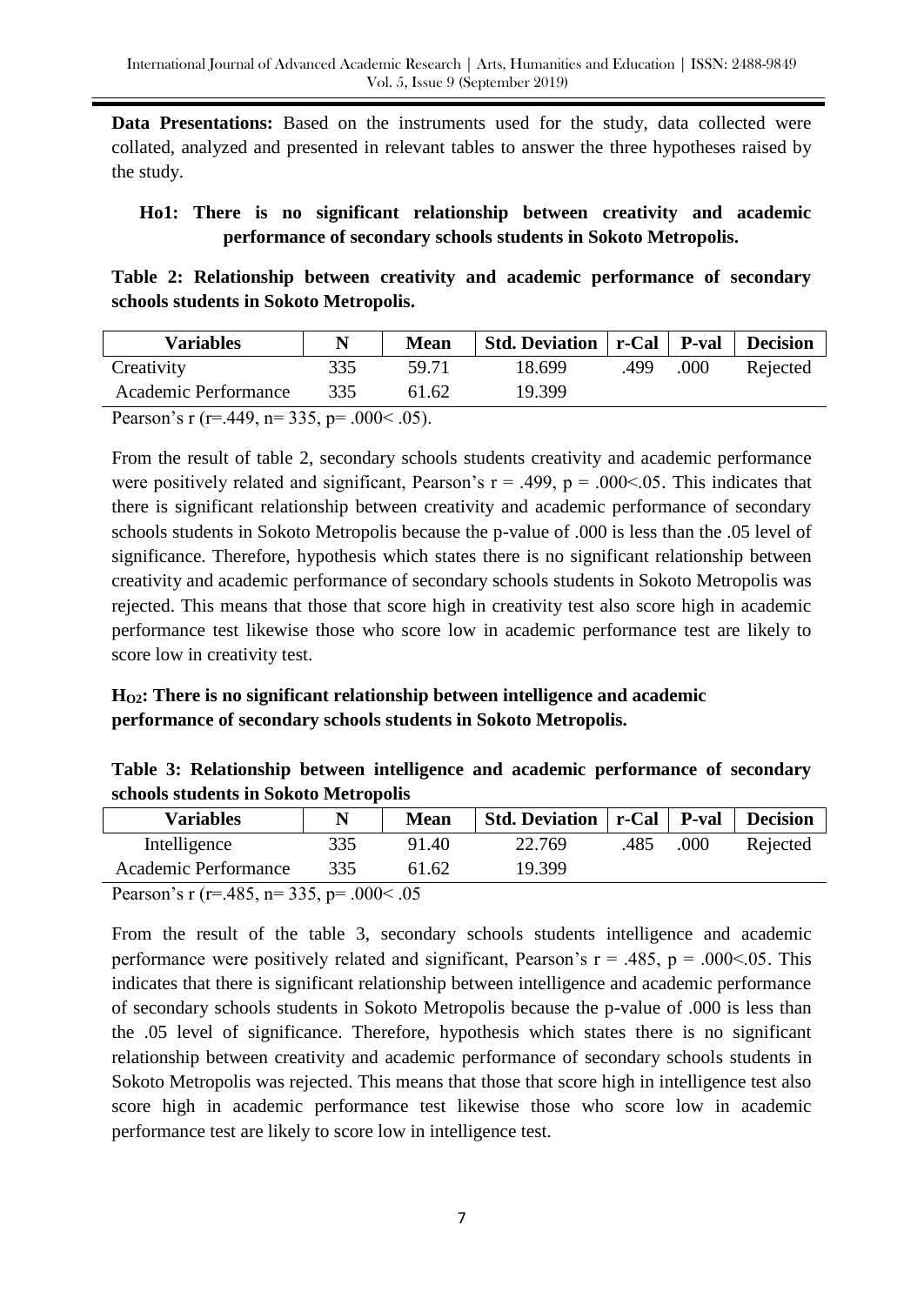**Data Presentations:** Based on the instruments used for the study, data collected were collated, analyzed and presented in relevant tables to answer the three hypotheses raised by the study.

**Ho1: There is no significant relationship between creativity and academic performance of secondary schools students in Sokoto Metropolis.**

**Table 2: Relationship between creativity and academic performance of secondary schools students in Sokoto Metropolis.**

| Variables | N | Mean | Std. Deviation | r-Cal | P-val | Decision |
|---|---|---|---|---|---|---|
| Creativity | 335 | 59.71 | 18.699 | .499 | .000 | Rejected |
| Academic Performance | 335 | 61.62 | 19.399 | | | |

Pearson's r (r=.449, n= 335, p= .000< .05).

From the result of table 2, secondary schools students creativity and academic performance were positively related and significant, Pearson's r = .499, p = .000<.05. This indicates that there is significant relationship between creativity and academic performance of secondary schools students in Sokoto Metropolis because the p-value of .000 is less than the .05 level of significance. Therefore, hypothesis which states there is no significant relationship between creativity and academic performance of secondary schools students in Sokoto Metropolis was rejected. This means that those that score high in creativity test also score high in academic performance test likewise those who score low in academic performance test are likely to score low in creativity test.

**$H_{O2}$: There is no significant relationship between intelligence and academic performance of secondary schools students in Sokoto Metropolis.**

**Table 3: Relationship between intelligence and academic performance of secondary schools students in Sokoto Metropolis**

| Variables | N | Mean | Std. Deviation | r-Cal | P-val | Decision |
|---|---|---|---|---|---|---|
| Intelligence | 335 | 91.40 | 22.769 | .485 | .000 | Rejected |
| Academic Performance | 335 | 61.62 | 19.399 | | | |

Pearson's r (r=.485, n= 335, p= .000< .05

From the result of the table 3, secondary schools students intelligence and academic performance were positively related and significant, Pearson's r = .485, p = .000<.05. This indicates that there is significant relationship between intelligence and academic performance of secondary schools students in Sokoto Metropolis because the p-value of .000 is less than the .05 level of significance. Therefore, hypothesis which states there is no significant relationship between creativity and academic performance of secondary schools students in Sokoto Metropolis was rejected. This means that those that score high in intelligence test also score high in academic performance test likewise those who score low in academic performance test are likely to score low in intelligence test.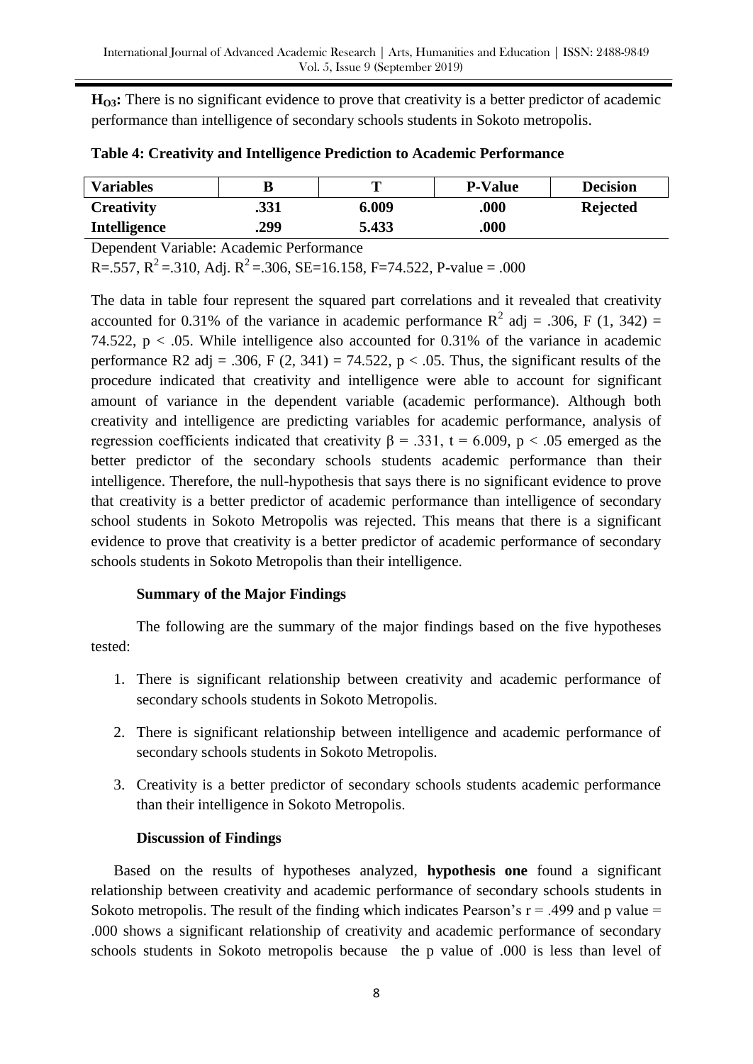**$H_{O3}$:** There is no significant evidence to prove that creativity is a better predictor of academic performance than intelligence of secondary schools students in Sokoto metropolis.

**Table 4: Creativity and Intelligence Prediction to Academic Performance**

| Variables | B | T | P-Value | Decision |
|---|---|---|---|---|
| **Creativity** | **.331** | **6.009** | **.000** | **Rejected** |
| **Intelligence** | **.299** | **5.433** | **.000** | |

Dependent Variable: Academic Performance
R=.557, $R^2$=.310, Adj. $R^2$=.306, SE=16.158, F=74.522, P-value = .000

The data in table four represent the squared part correlations and it revealed that creativity accounted for 0.31% of the variance in academic performance $R^2$ adj = .306, F (1, 342) = 74.522, $p < .05$. While intelligence also accounted for 0.31% of the variance in academic performance R2 adj = .306, F (2, 341) = 74.522, $p < .05$. Thus, the significant results of the procedure indicated that creativity and intelligence were able to account for significant amount of variance in the dependent variable (academic performance). Although both creativity and intelligence are predicting variables for academic performance, analysis of regression coefficients indicated that creativity $\beta = .331$, $t = 6.009$, $p < .05$ emerged as the better predictor of the secondary schools students academic performance than their intelligence. Therefore, the null-hypothesis that says there is no significant evidence to prove that creativity is a better predictor of academic performance than intelligence of secondary school students in Sokoto Metropolis was rejected. This means that there is a significant evidence to prove that creativity is a better predictor of academic performance of secondary schools students in Sokoto Metropolis than their intelligence.

### Summary of the Major Findings

The following are the summary of the major findings based on the five hypotheses tested:

1. There is significant relationship between creativity and academic performance of secondary schools students in Sokoto Metropolis.
2. There is significant relationship between intelligence and academic performance of secondary schools students in Sokoto Metropolis.
3. Creativity is a better predictor of secondary schools students academic performance than their intelligence in Sokoto Metropolis.

### Discussion of Findings

Based on the results of hypotheses analyzed, **hypothesis one** found a significant relationship between creativity and academic performance of secondary schools students in Sokoto metropolis. The result of the finding which indicates Pearson's $r = .499$ and p value = .000 shows a significant relationship of creativity and academic performance of secondary schools students in Sokoto metropolis because the p value of .000 is less than level of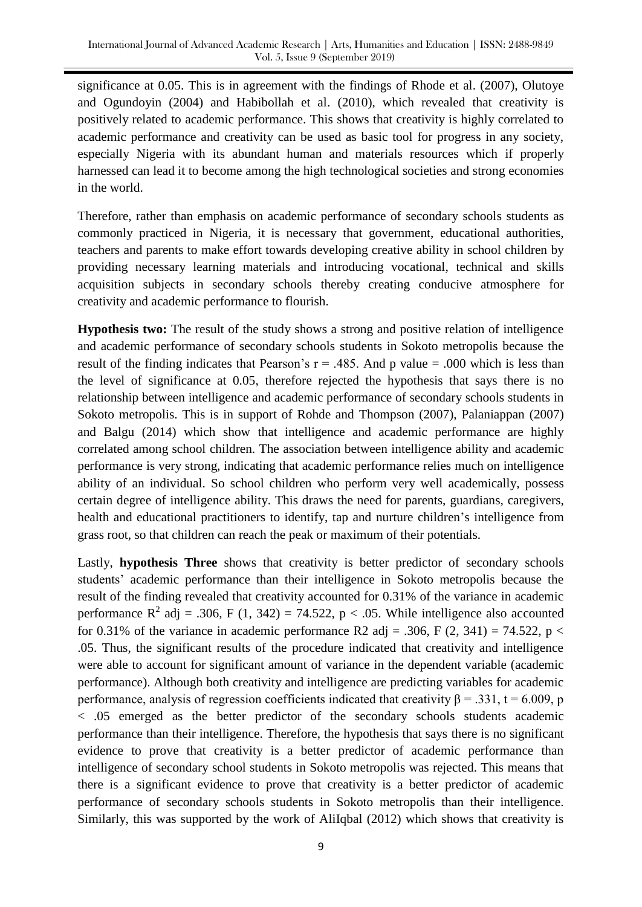significance at 0.05. This is in agreement with the findings of Rhode et al. (2007), Olutoye and Ogundoyin (2004) and Habibollah et al. (2010), which revealed that creativity is positively related to academic performance. This shows that creativity is highly correlated to academic performance and creativity can be used as basic tool for progress in any society, especially Nigeria with its abundant human and materials resources which if properly harnessed can lead it to become among the high technological societies and strong economies in the world.

Therefore, rather than emphasis on academic performance of secondary schools students as commonly practiced in Nigeria, it is necessary that government, educational authorities, teachers and parents to make effort towards developing creative ability in school children by providing necessary learning materials and introducing vocational, technical and skills acquisition subjects in secondary schools thereby creating conducive atmosphere for creativity and academic performance to flourish.

**Hypothesis two:** The result of the study shows a strong and positive relation of intelligence and academic performance of secondary schools students in Sokoto metropolis because the result of the finding indicates that Pearson's $r = .485$. And p value = .000 which is less than the level of significance at 0.05, therefore rejected the hypothesis that says there is no relationship between intelligence and academic performance of secondary schools students in Sokoto metropolis. This is in support of Rohde and Thompson (2007), Palaniappan (2007) and Balgu (2014) which show that intelligence and academic performance are highly correlated among school children. The association between intelligence ability and academic performance is very strong, indicating that academic performance relies much on intelligence ability of an individual. So school children who perform very well academically, possess certain degree of intelligence ability. This draws the need for parents, guardians, caregivers, health and educational practitioners to identify, tap and nurture children's intelligence from grass root, so that children can reach the peak or maximum of their potentials.

Lastly, **hypothesis Three** shows that creativity is better predictor of secondary schools students' academic performance than their intelligence in Sokoto metropolis because the result of the finding revealed that creativity accounted for 0.31% of the variance in academic performance $R^2$ adj = .306, F (1, 342) = 74.522, $p < .05$. While intelligence also accounted for 0.31% of the variance in academic performance R2 adj = .306, F (2, 341) = 74.522, $p < .05$. Thus, the significant results of the procedure indicated that creativity and intelligence were able to account for significant amount of variance in the dependent variable (academic performance). Although both creativity and intelligence are predicting variables for academic performance, analysis of regression coefficients indicated that creativity $\beta = .331$, $t = 6.009$, $p < .05$ emerged as the better predictor of the secondary schools students academic performance than their intelligence. Therefore, the hypothesis that says there is no significant evidence to prove that creativity is a better predictor of academic performance than intelligence of secondary school students in Sokoto metropolis was rejected. This means that there is a significant evidence to prove that creativity is a better predictor of academic performance of secondary schools students in Sokoto metropolis than their intelligence. Similarly, this was supported by the work of AliIqbal (2012) which shows that creativity is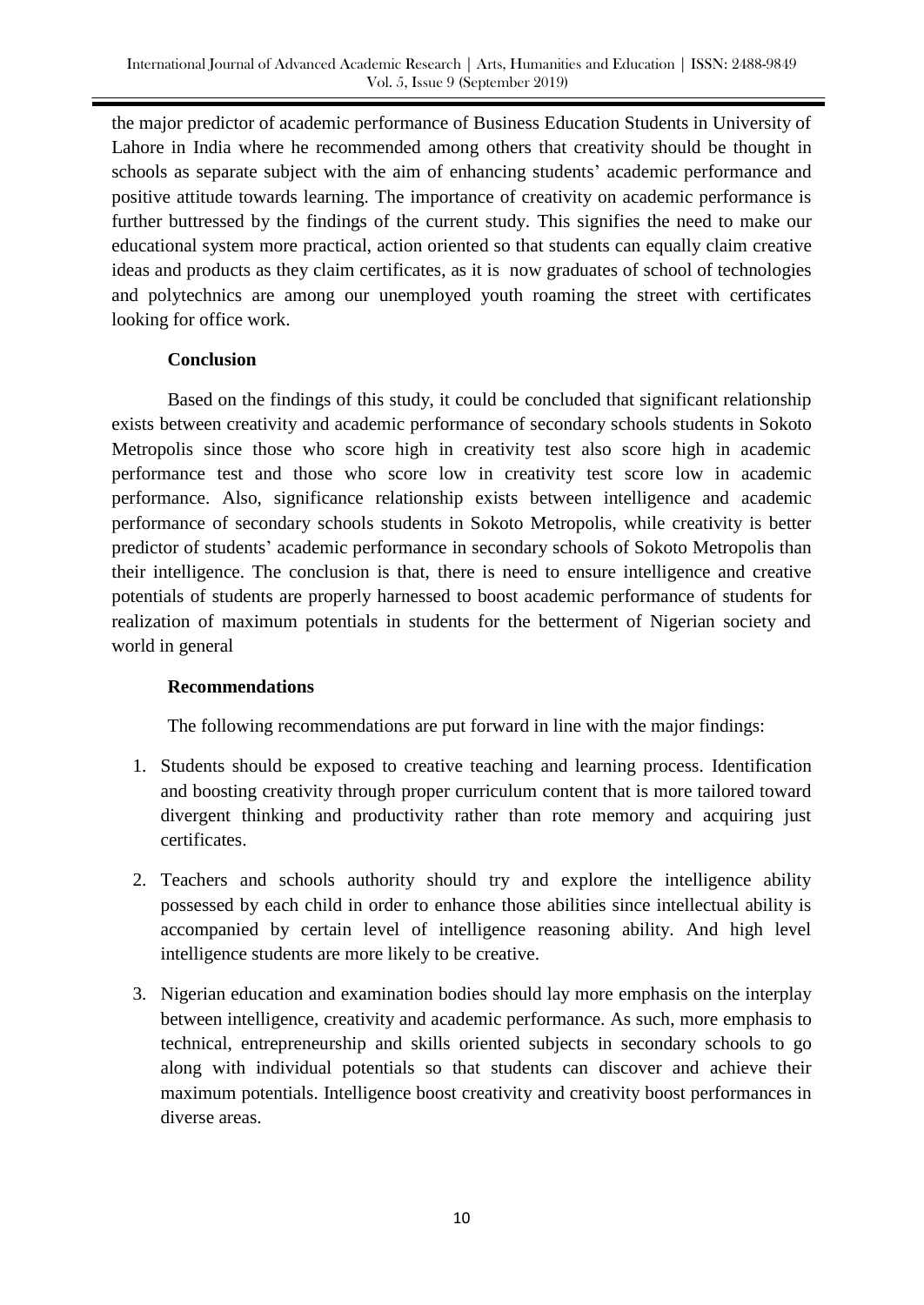the major predictor of academic performance of Business Education Students in University of Lahore in India where he recommended among others that creativity should be thought in schools as separate subject with the aim of enhancing students' academic performance and positive attitude towards learning. The importance of creativity on academic performance is further buttressed by the findings of the current study. This signifies the need to make our educational system more practical, action oriented so that students can equally claim creative ideas and products as they claim certificates, as it is now graduates of school of technologies and polytechnics are among our unemployed youth roaming the street with certificates looking for office work.

## Conclusion

Based on the findings of this study, it could be concluded that significant relationship exists between creativity and academic performance of secondary schools students in Sokoto Metropolis since those who score high in creativity test also score high in academic performance test and those who score low in creativity test score low in academic performance. Also, significance relationship exists between intelligence and academic performance of secondary schools students in Sokoto Metropolis, while creativity is better predictor of students' academic performance in secondary schools of Sokoto Metropolis than their intelligence. The conclusion is that, there is need to ensure intelligence and creative potentials of students are properly harnessed to boost academic performance of students for realization of maximum potentials in students for the betterment of Nigerian society and world in general

## Recommendations

The following recommendations are put forward in line with the major findings:

1. Students should be exposed to creative teaching and learning process. Identification and boosting creativity through proper curriculum content that is more tailored toward divergent thinking and productivity rather than rote memory and acquiring just certificates.
2. Teachers and schools authority should try and explore the intelligence ability possessed by each child in order to enhance those abilities since intellectual ability is accompanied by certain level of intelligence reasoning ability. And high level intelligence students are more likely to be creative.
3. Nigerian education and examination bodies should lay more emphasis on the interplay between intelligence, creativity and academic performance. As such, more emphasis to technical, entrepreneurship and skills oriented subjects in secondary schools to go along with individual potentials so that students can discover and achieve their maximum potentials. Intelligence boost creativity and creativity boost performances in diverse areas.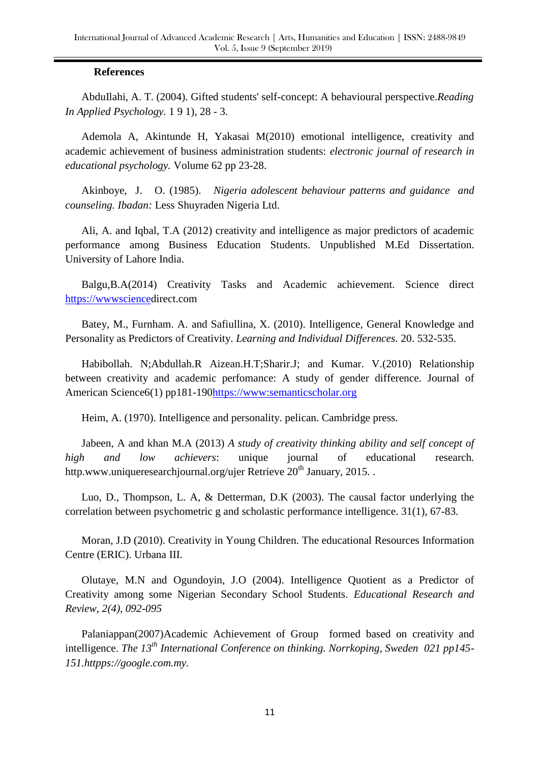## References

AbduIlahi, A. T. (2004). Gifted students' self-concept: A behavioural perspective.*Reading In Applied Psychology.* 1 9 1), 28 - 3.

Ademola A, Akintunde H, Yakasai M(2010) emotional intelligence, creativity and academic achievement of business administration students: *electronic journal of research in educational psychology.* Volume 62 pp 23-28.

Akinboye, J. O. (1985). *Nigeria adolescent behaviour patterns and guidance and counseling. Ibadan:* Less Shuyraden Nigeria Ltd.

Ali, A. and Iqbal, T.A (2012) creativity and intelligence as major predictors of academic performance among Business Education Students. Unpublished M.Ed Dissertation. University of Lahore India.

Balgu,B.A(2014) Creativity Tasks and Academic achievement. Science direct https://wwwsciencedirect.com

Batey, M., Furnham. A. and Safiullina, X. (2010). Intelligence, General Knowledge and Personality as Predictors of Creativity. *Learning and Individual Differences.* 20. 532-535.

Habibollah. N;Abdullah.R Aizean.H.T;Sharir.J; and Kumar. V.(2010) Relationship between creativity and academic perfomance: A study of gender difference. Journal of American Science6(1) pp181-190https://www:semanticscholar.org

Heim, A. (1970). Intelligence and personality. pelican. Cambridge press.

Jabeen, A and khan M.A (2013) *A study of creativity thinking ability and self concept of high and low achievers*: unique journal of educational research. http.www.uniqueresearchjournal.org/ujer Retrieve 20th January, 2015. .

Luo, D., Thompson, L. A, & Detterman, D.K (2003). The causal factor underlying the correlation between psychometric g and scholastic performance intelligence. 31(1), 67-83.

Moran, J.D (2010). Creativity in Young Children. The educational Resources Information Centre (ERIC). Urbana III.

Olutaye, M.N and Ogundoyin, J.O (2004). Intelligence Quotient as a Predictor of Creativity among some Nigerian Secondary School Students. *Educational Research and Review, 2(4), 092-095*

Palaniappan(2007)Academic Achievement of Group formed based on creativity and intelligence. *The 13th International Conference on thinking. Norrkoping, Sweden 021 pp145-151.httpps://google.com.my.*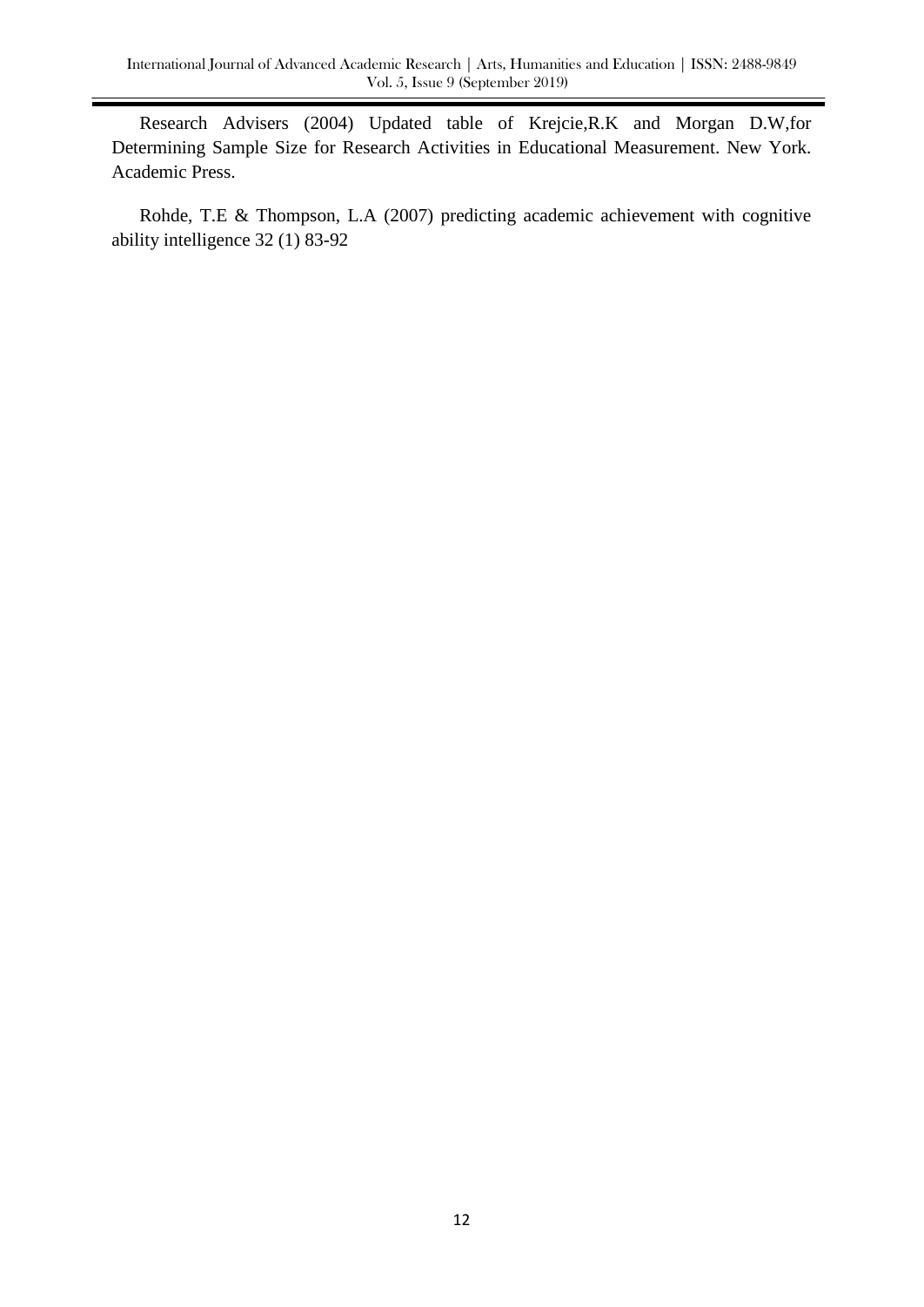Research Advisers (2004) Updated table of Krejcie,R.K and Morgan D.W,for Determining Sample Size for Research Activities in Educational Measurement. New York. Academic Press.

Rohde, T.E & Thompson, L.A (2007) predicting academic achievement with cognitive ability intelligence 32 (1) 83-92